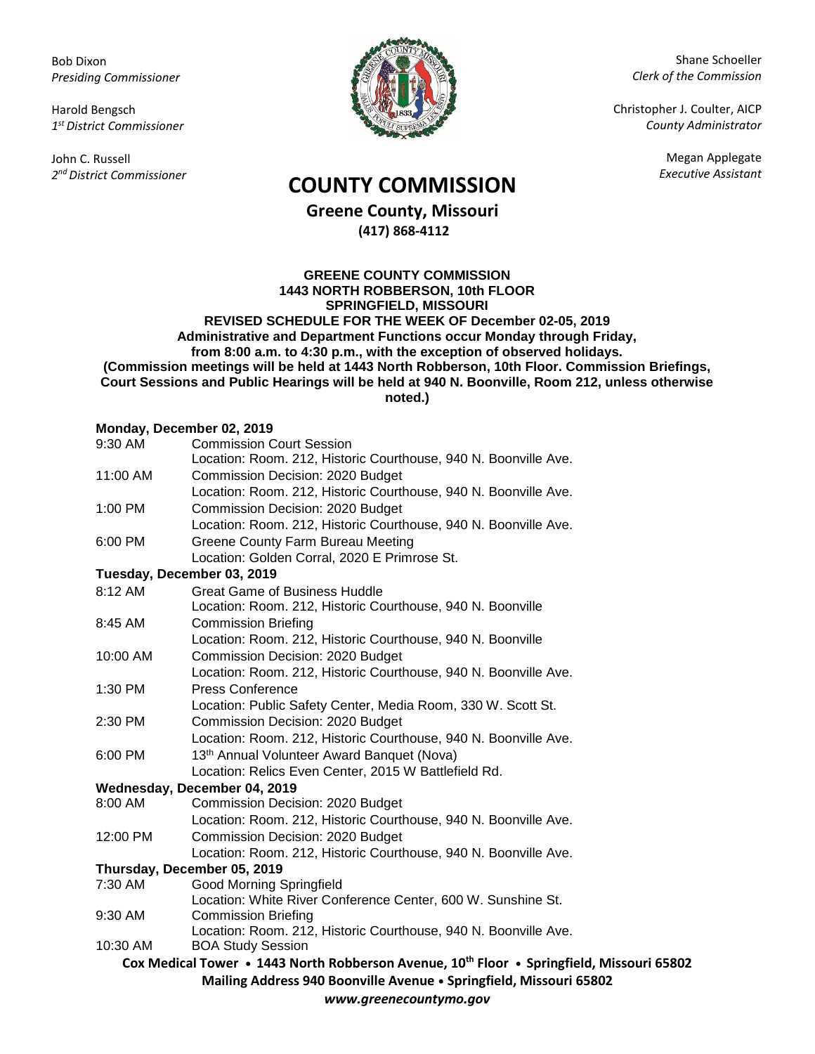Bob Dixon
*Presiding Commissioner*

Harold Bengsch
*1st District Commissioner*

John C. Russell
*2nd District Commissioner*

Shane Schoeller
*Clerk of the Commission*

Christopher J. Coulter, AICP
*County Administrator*

Megan Applegate
*Executive Assistant*

# COUNTY COMMISSION

## Greene County, Missouri

**(417) 868-4112**

**GREENE COUNTY COMMISSION**
**1443 NORTH ROBBERSON, 10th FLOOR**
**SPRINGFIELD, MISSOURI**
**REVISED SCHEDULE FOR THE WEEK OF December 02-05, 2019**
**Administrative and Department Functions occur Monday through Friday, from 8:00 a.m. to 4:30 p.m., with the exception of observed holidays.**
**(Commission meetings will be held at 1443 North Robberson, 10th Floor. Commission Briefings, Court Sessions and Public Hearings will be held at 940 N. Boonville, Room 212, unless otherwise noted.)**

**Monday, December 02, 2019**

| | |
|---|---|
| 9:30 AM | Commission Court Session<br>Location: Room. 212, Historic Courthouse, 940 N. Boonville Ave. |
| 11:00 AM | Commission Decision: 2020 Budget<br>Location: Room. 212, Historic Courthouse, 940 N. Boonville Ave. |
| 1:00 PM | Commission Decision: 2020 Budget<br>Location: Room. 212, Historic Courthouse, 940 N. Boonville Ave. |
| 6:00 PM | Greene County Farm Bureau Meeting<br>Location: Golden Corral, 2020 E Primrose St. |

**Tuesday, December 03, 2019**

| | |
|---|---|
| 8:12 AM | Great Game of Business Huddle<br>Location: Room. 212, Historic Courthouse, 940 N. Boonville |
| 8:45 AM | Commission Briefing<br>Location: Room. 212, Historic Courthouse, 940 N. Boonville |
| 10:00 AM | Commission Decision: 2020 Budget<br>Location: Room. 212, Historic Courthouse, 940 N. Boonville Ave. |
| 1:30 PM | Press Conference<br>Location: Public Safety Center, Media Room, 330 W. Scott St. |
| 2:30 PM | Commission Decision: 2020 Budget<br>Location: Room. 212, Historic Courthouse, 940 N. Boonville Ave. |
| 6:00 PM | 13th Annual Volunteer Award Banquet (Nova)<br>Location: Relics Even Center, 2015 W Battlefield Rd. |

**Wednesday, December 04, 2019**

| | |
|---|---|
| 8:00 AM | Commission Decision: 2020 Budget<br>Location: Room. 212, Historic Courthouse, 940 N. Boonville Ave. |
| 12:00 PM | Commission Decision: 2020 Budget<br>Location: Room. 212, Historic Courthouse, 940 N. Boonville Ave. |

**Thursday, December 05, 2019**

| | |
|---|---|
| 7:30 AM | Good Morning Springfield<br>Location: White River Conference Center, 600 W. Sunshine St. |
| 9:30 AM | Commission Briefing<br>Location: Room. 212, Historic Courthouse, 940 N. Boonville Ave. |
| 10:30 AM | BOA Study Session |

**Cox Medical Tower • 1443 North Robberson Avenue, 10th Floor • Springfield, Missouri 65802**
**Mailing Address 940 Boonville Avenue • Springfield, Missouri 65802**
***www.greenecountymo.gov***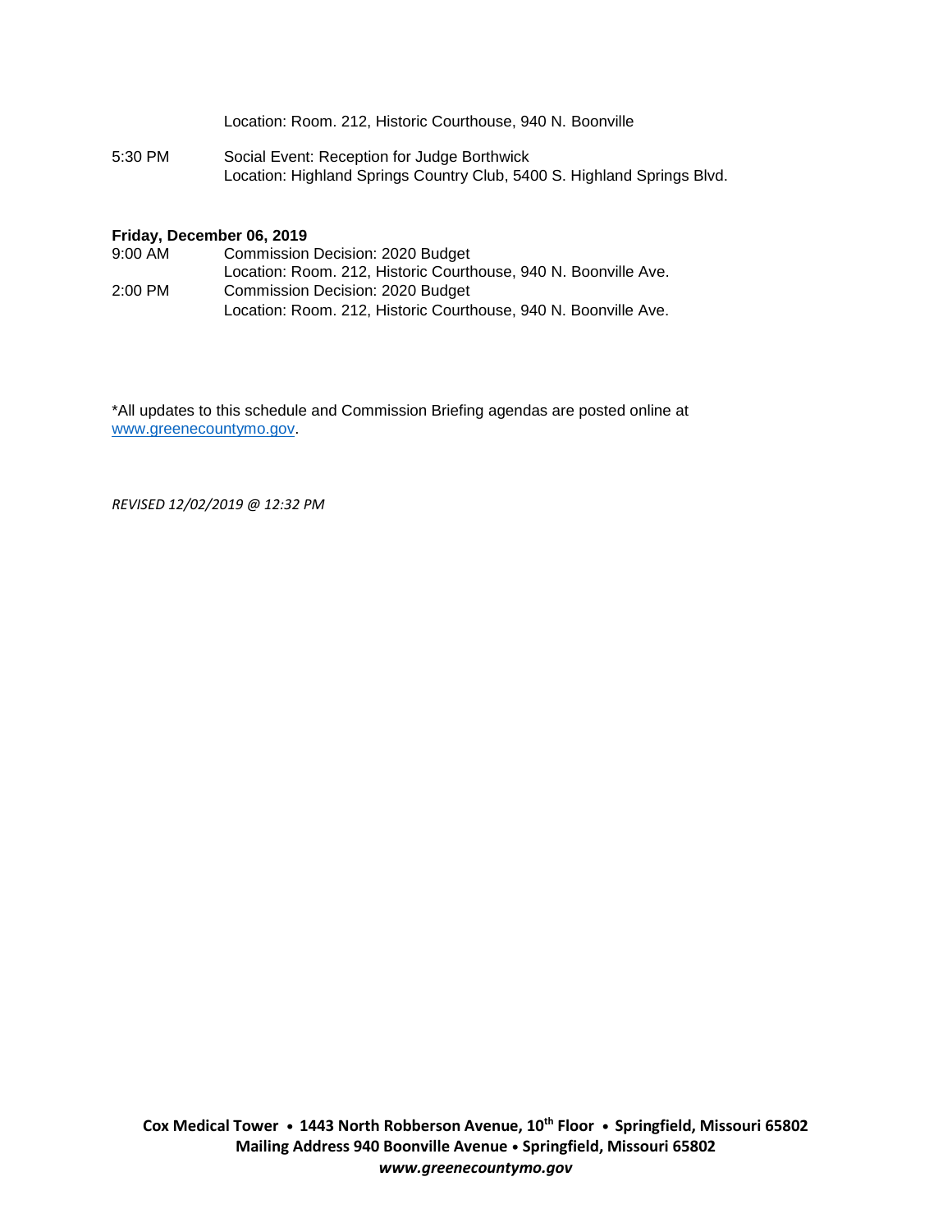Location: Room. 212, Historic Courthouse, 940 N. Boonville

5:30 PM Social Event: Reception for Judge Borthwick
Location: Highland Springs Country Club, 5400 S. Highland Springs Blvd.

**Friday, December 06, 2019**

9:00 AM Commission Decision: 2020 Budget
Location: Room. 212, Historic Courthouse, 940 N. Boonville Ave.

2:00 PM Commission Decision: 2020 Budget
Location: Room. 212, Historic Courthouse, 940 N. Boonville Ave.

*All updates to this schedule and Commission Briefing agendas are posted online at [www.greenecountymo.gov](http://www.greenecountymo.gov).

*REVISED 12/02/2019 @ 12:32 PM*

**Cox Medical Tower • 1443 North Robberson Avenue, 10th Floor • Springfield, Missouri 65802**
**Mailing Address 940 Boonville Avenue • Springfield, Missouri 65802**
***www.greenecountymo.gov***